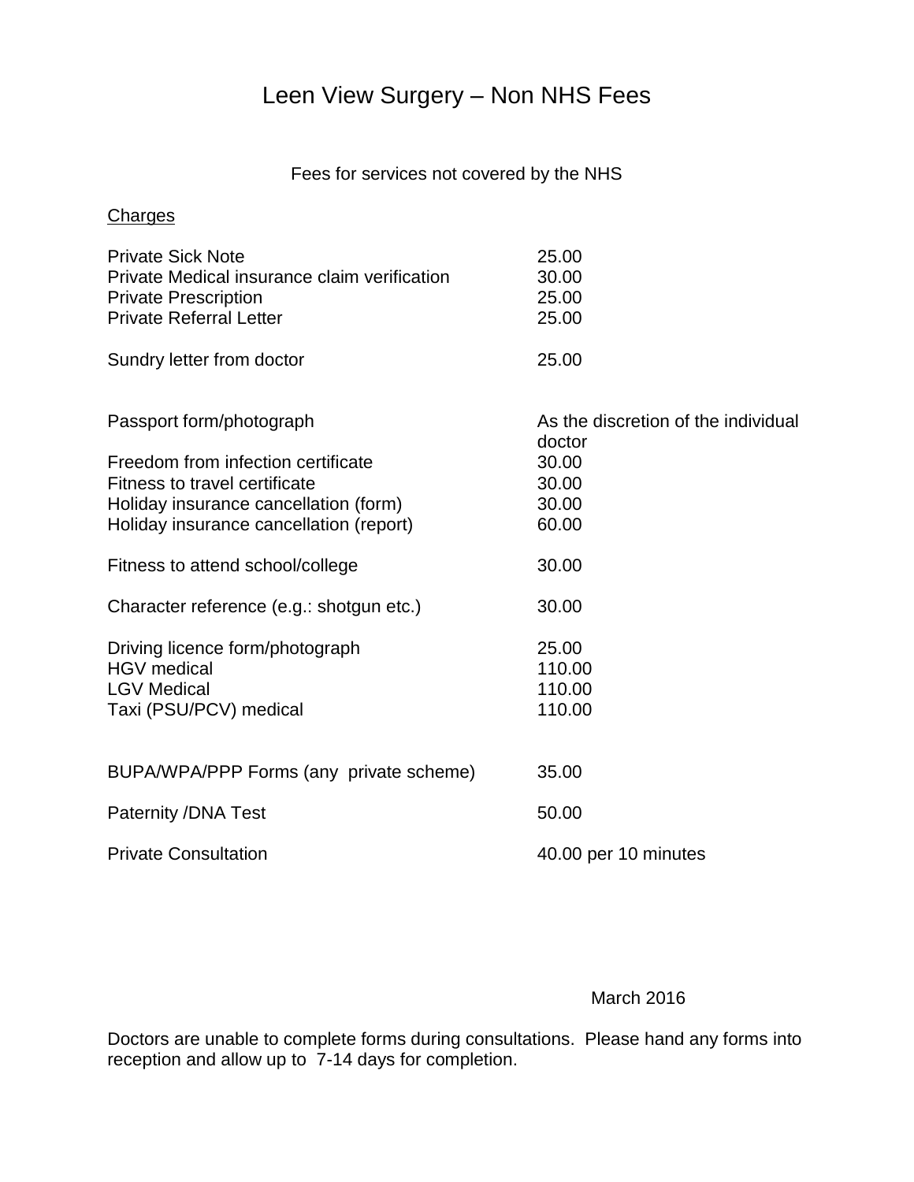# Leen View Surgery – Non NHS Fees

Fees for services not covered by the NHS

<u>Charges</u>

| | |
|---|---|
| Private Sick Note | 25.00 |
| Private Medical insurance claim verification | 30.00 |
| Private Prescription | 25.00 |
| Private Referral Letter | 25.00 |
| Sundry letter from doctor | 25.00 |
| Passport form/photograph | As the discretion of the individual doctor |
| Freedom from infection certificate | 30.00 |
| Fitness to travel certificate | 30.00 |
| Holiday insurance cancellation (form) | 30.00 |
| Holiday insurance cancellation (report) | 60.00 |
| Fitness to attend school/college | 30.00 |
| Character reference (e.g.: shotgun etc.) | 30.00 |
| Driving licence form/photograph | 25.00 |
| HGV medical | 110.00 |
| LGV Medical | 110.00 |
| Taxi (PSU/PCV) medical | 110.00 |
| BUPA/WPA/PPP Forms (any private scheme) | 35.00 |
| Paternity /DNA Test | 50.00 |
| Private Consultation | 40.00 per 10 minutes |

March 2016

Doctors are unable to complete forms during consultations. Please hand any forms into reception and allow up to 7-14 days for completion.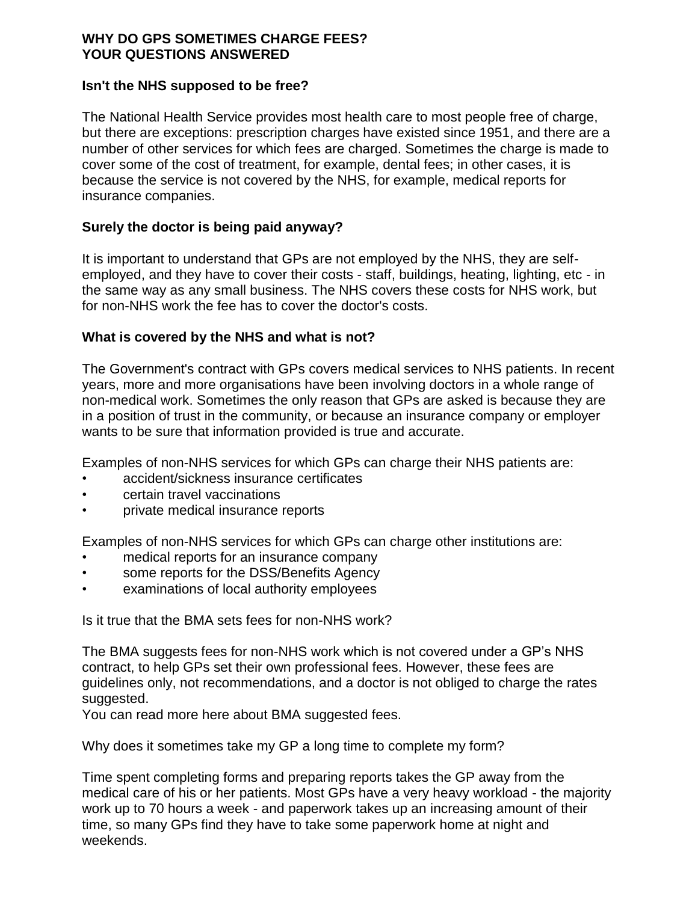**WHY DO GPS SOMETIMES CHARGE FEES?**
**YOUR QUESTIONS ANSWERED**

**Isn't the NHS supposed to be free?**

The National Health Service provides most health care to most people free of charge, but there are exceptions: prescription charges have existed since 1951, and there are a number of other services for which fees are charged. Sometimes the charge is made to cover some of the cost of treatment, for example, dental fees; in other cases, it is because the service is not covered by the NHS, for example, medical reports for insurance companies.

**Surely the doctor is being paid anyway?**

It is important to understand that GPs are not employed by the NHS, they are self-employed, and they have to cover their costs - staff, buildings, heating, lighting, etc - in the same way as any small business. The NHS covers these costs for NHS work, but for non-NHS work the fee has to cover the doctor's costs.

**What is covered by the NHS and what is not?**

The Government's contract with GPs covers medical services to NHS patients. In recent years, more and more organisations have been involving doctors in a whole range of non-medical work. Sometimes the only reason that GPs are asked is because they are in a position of trust in the community, or because an insurance company or employer wants to be sure that information provided is true and accurate.

Examples of non-NHS services for which GPs can charge their NHS patients are:

- accident/sickness insurance certificates
- certain travel vaccinations
- private medical insurance reports

Examples of non-NHS services for which GPs can charge other institutions are:

- medical reports for an insurance company
- some reports for the DSS/Benefits Agency
- examinations of local authority employees

Is it true that the BMA sets fees for non-NHS work?

The BMA suggests fees for non-NHS work which is not covered under a GP's NHS contract, to help GPs set their own professional fees. However, these fees are guidelines only, not recommendations, and a doctor is not obliged to charge the rates suggested.
You can read more here about BMA suggested fees.

Why does it sometimes take my GP a long time to complete my form?

Time spent completing forms and preparing reports takes the GP away from the medical care of his or her patients. Most GPs have a very heavy workload - the majority work up to 70 hours a week - and paperwork takes up an increasing amount of their time, so many GPs find they have to take some paperwork home at night and weekends.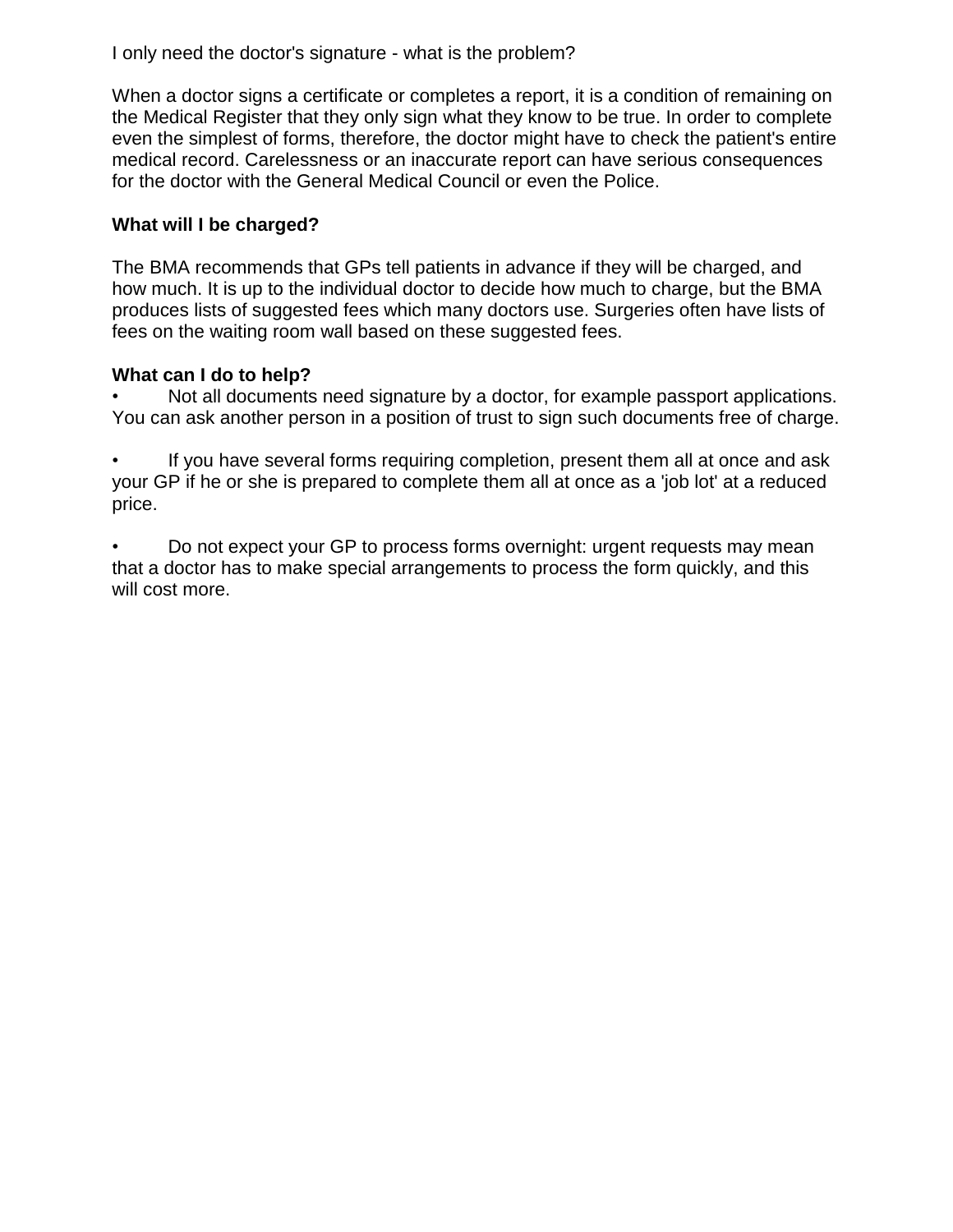I only need the doctor's signature - what is the problem?

When a doctor signs a certificate or completes a report, it is a condition of remaining on the Medical Register that they only sign what they know to be true. In order to complete even the simplest of forms, therefore, the doctor might have to check the patient's entire medical record. Carelessness or an inaccurate report can have serious consequences for the doctor with the General Medical Council or even the Police.

**What will I be charged?**

The BMA recommends that GPs tell patients in advance if they will be charged, and how much. It is up to the individual doctor to decide how much to charge, but the BMA produces lists of suggested fees which many doctors use. Surgeries often have lists of fees on the waiting room wall based on these suggested fees.

**What can I do to help?**

- Not all documents need signature by a doctor, for example passport applications. You can ask another person in a position of trust to sign such documents free of charge.

- If you have several forms requiring completion, present them all at once and ask your GP if he or she is prepared to complete them all at once as a 'job lot' at a reduced price.

- Do not expect your GP to process forms overnight: urgent requests may mean that a doctor has to make special arrangements to process the form quickly, and this will cost more.